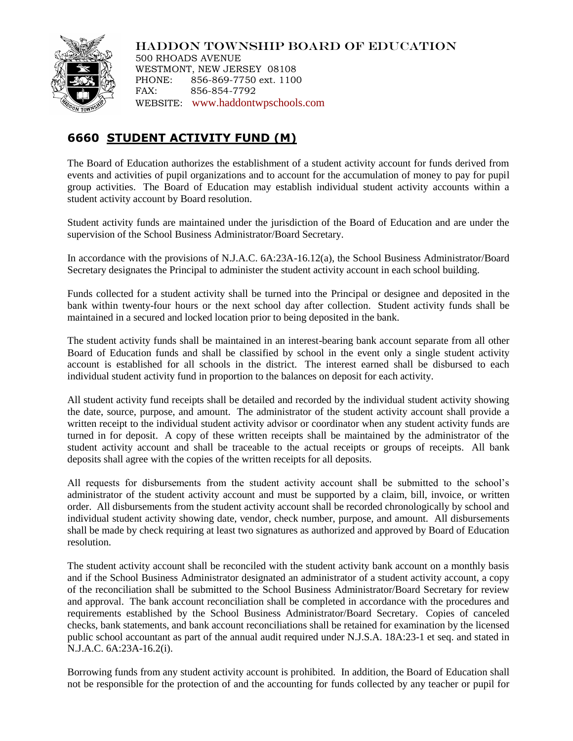HADDON TOWNSHIP BOARD OF EDUCATION
500 RHOADS AVENUE
WESTMONT, NEW JERSEY 08108
PHONE: 856-869-7750 ext. 1100
FAX: 856-854-7792
WEBSITE: www.haddontwpschools.com

# 6660 STUDENT ACTIVITY FUND (M)

The Board of Education authorizes the establishment of a student activity account for funds derived from events and activities of pupil organizations and to account for the accumulation of money to pay for pupil group activities. The Board of Education may establish individual student activity accounts within a student activity account by Board resolution.

Student activity funds are maintained under the jurisdiction of the Board of Education and are under the supervision of the School Business Administrator/Board Secretary.

In accordance with the provisions of N.J.A.C. 6A:23A-16.12(a), the School Business Administrator/Board Secretary designates the Principal to administer the student activity account in each school building.

Funds collected for a student activity shall be turned into the Principal or designee and deposited in the bank within twenty-four hours or the next school day after collection. Student activity funds shall be maintained in a secured and locked location prior to being deposited in the bank.

The student activity funds shall be maintained in an interest-bearing bank account separate from all other Board of Education funds and shall be classified by school in the event only a single student activity account is established for all schools in the district. The interest earned shall be disbursed to each individual student activity fund in proportion to the balances on deposit for each activity.

All student activity fund receipts shall be detailed and recorded by the individual student activity showing the date, source, purpose, and amount. The administrator of the student activity account shall provide a written receipt to the individual student activity advisor or coordinator when any student activity funds are turned in for deposit. A copy of these written receipts shall be maintained by the administrator of the student activity account and shall be traceable to the actual receipts or groups of receipts. All bank deposits shall agree with the copies of the written receipts for all deposits.

All requests for disbursements from the student activity account shall be submitted to the school's administrator of the student activity account and must be supported by a claim, bill, invoice, or written order. All disbursements from the student activity account shall be recorded chronologically by school and individual student activity showing date, vendor, check number, purpose, and amount. All disbursements shall be made by check requiring at least two signatures as authorized and approved by Board of Education resolution.

The student activity account shall be reconciled with the student activity bank account on a monthly basis and if the School Business Administrator designated an administrator of a student activity account, a copy of the reconciliation shall be submitted to the School Business Administrator/Board Secretary for review and approval. The bank account reconciliation shall be completed in accordance with the procedures and requirements established by the School Business Administrator/Board Secretary. Copies of canceled checks, bank statements, and bank account reconciliations shall be retained for examination by the licensed public school accountant as part of the annual audit required under N.J.S.A. 18A:23-1 et seq. and stated in N.J.A.C. 6A:23A-16.2(i).

Borrowing funds from any student activity account is prohibited. In addition, the Board of Education shall not be responsible for the protection of and the accounting for funds collected by any teacher or pupil for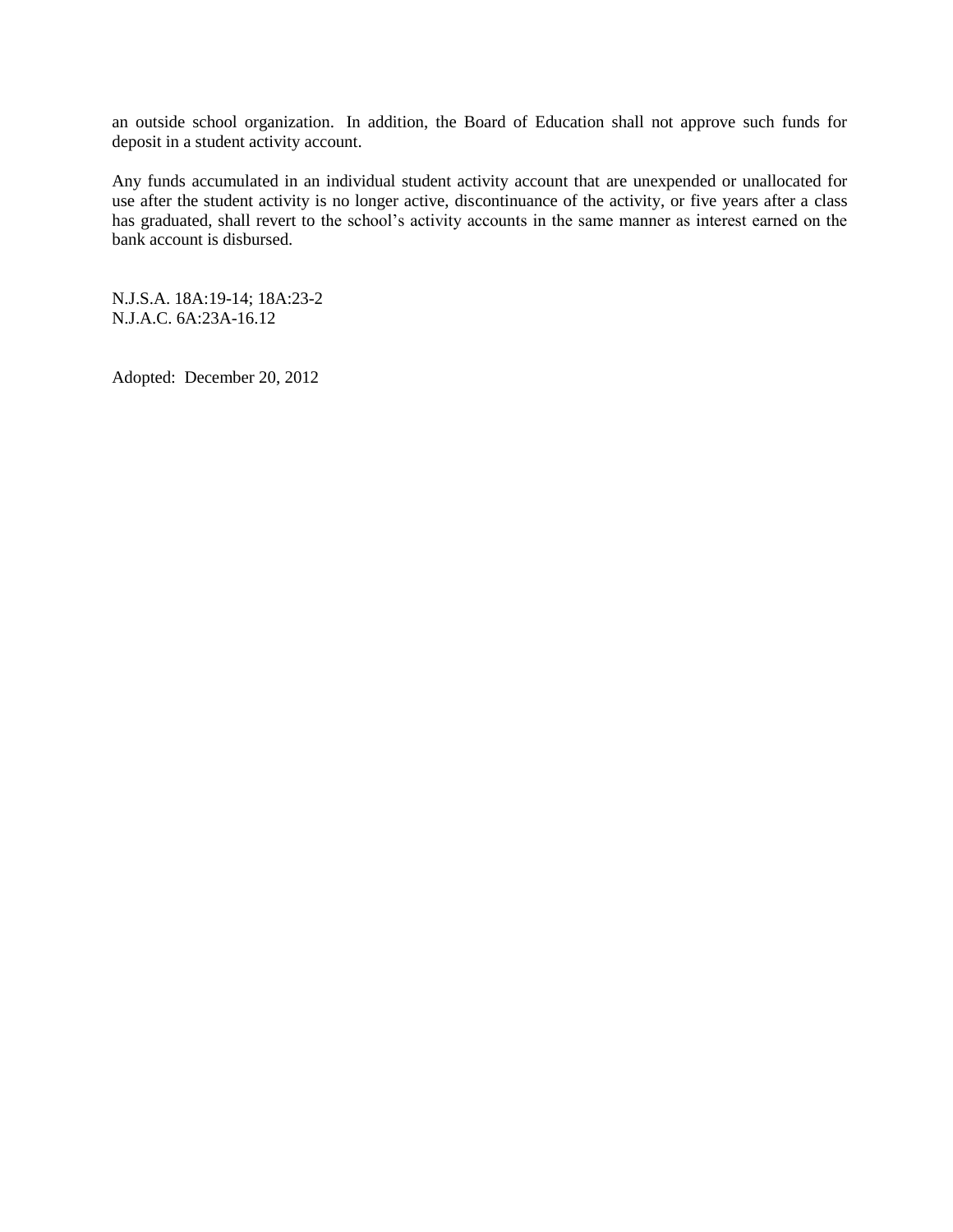an outside school organization. In addition, the Board of Education shall not approve such funds for deposit in a student activity account.

Any funds accumulated in an individual student activity account that are unexpended or unallocated for use after the student activity is no longer active, discontinuance of the activity, or five years after a class has graduated, shall revert to the school's activity accounts in the same manner as interest earned on the bank account is disbursed.

N.J.S.A. 18A:19-14; 18A:23-2
N.J.A.C. 6A:23A-16.12

Adopted: December 20, 2012